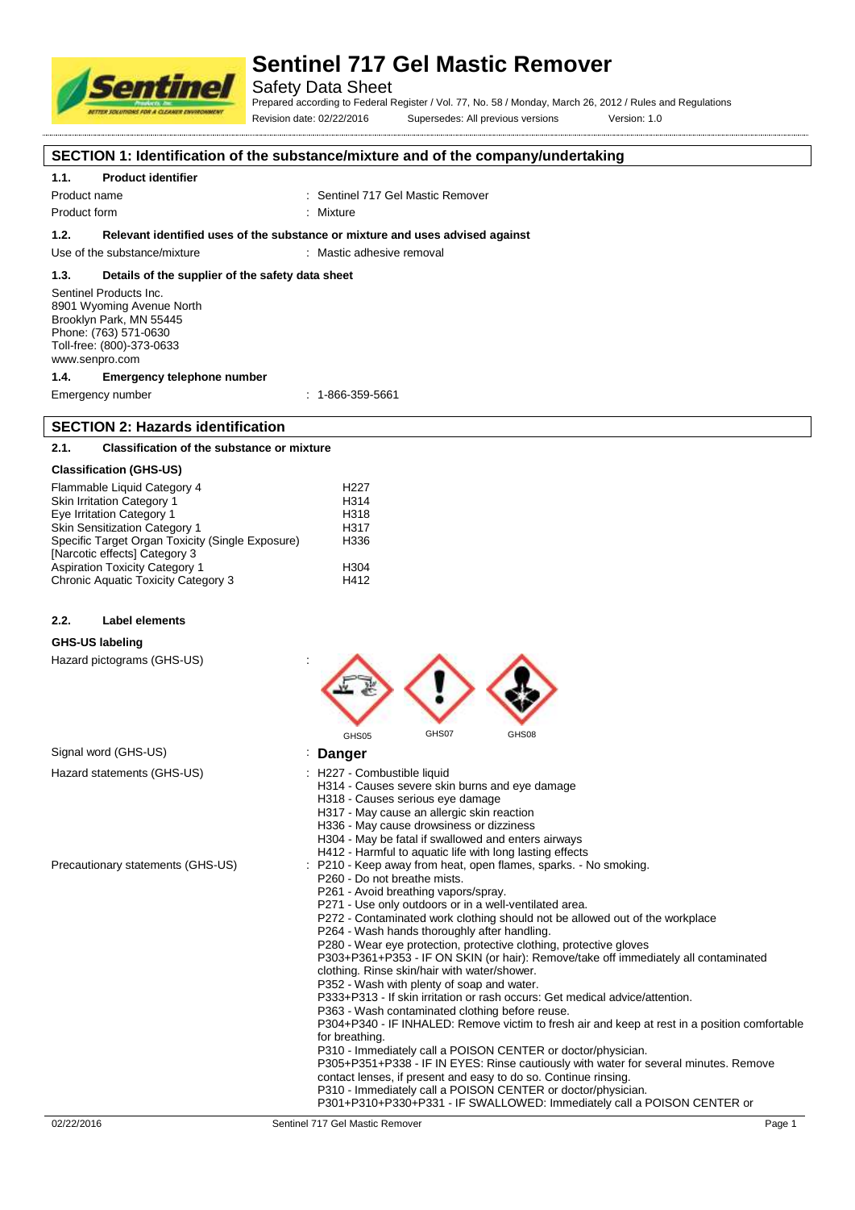# Sentinel 717 Gel Mastic Remover

Safety Data Sheet

Prepared according to Federal Register / Vol. 77, No. 58 / Monday, March 26, 2012 / Rules and Regulations

Revision date: 02/22/2016 Supersedes: All previous versions Version: 1.0

## SECTION 1: Identification of the substance/mixture and of the company/undertaking

### 1.1. Product identifier

Product name : Sentinel 717 Gel Mastic Remover

Product form : Mixture

### 1.2. Relevant identified uses of the substance or mixture and uses advised against

Use of the substance/mixture : Mastic adhesive removal

### 1.3. Details of the supplier of the safety data sheet

Sentinel Products Inc.
8901 Wyoming Avenue North
Brooklyn Park, MN 55445
Phone: (763) 571-0630
Toll-free: (800)-373-0633
www.senpro.com

### 1.4. Emergency telephone number

Emergency number : 1-866-359-5661

## SECTION 2: Hazards identification

### 2.1. Classification of the substance or mixture

**Classification (GHS-US)**

| | |
|---|---|
| Flammable Liquid Category 4 | H227 |
| Skin Irritation Category 1 | H314 |
| Eye Irritation Category 1 | H318 |
| Skin Sensitization Category 1 | H317 |
| Specific Target Organ Toxicity (Single Exposure) [Narcotic effects] Category 3 | H336 |
| Aspiration Toxicity Category 1 | H304 |
| Chronic Aquatic Toxicity Category 3 | H412 |

### 2.2. Label elements

**GHS-US labeling**

Hazard pictograms (GHS-US) :

GHS05 GHS07 GHS08

Signal word (GHS-US) : **Danger**

Hazard statements (GHS-US) :
- H227 - Combustible liquid
- H314 - Causes severe skin burns and eye damage
- H318 - Causes serious eye damage
- H317 - May cause an allergic skin reaction
- H336 - May cause drowsiness or dizziness
- H304 - May be fatal if swallowed and enters airways
- H412 - Harmful to aquatic life with long lasting effects

Precautionary statements (GHS-US) :
- P210 - Keep away from heat, open flames, sparks. - No smoking.
- P260 - Do not breathe mists.
- P261 - Avoid breathing vapors/spray.
- P271 - Use only outdoors or in a well-ventilated area.
- P272 - Contaminated work clothing should not be allowed out of the workplace
- P264 - Wash hands thoroughly after handling.
- P280 - Wear eye protection, protective clothing, protective gloves
- P303+P361+P353 - IF ON SKIN (or hair): Remove/take off immediately all contaminated clothing. Rinse skin/hair with water/shower.
- P352 - Wash with plenty of soap and water.
- P333+P313 - If skin irritation or rash occurs: Get medical advice/attention.
- P363 - Wash contaminated clothing before reuse.
- P304+P340 - IF INHALED: Remove victim to fresh air and keep at rest in a position comfortable for breathing.
- P310 - Immediately call a POISON CENTER or doctor/physician.
- P305+P351+P338 - IF IN EYES: Rinse cautiously with water for several minutes. Remove contact lenses, if present and easy to do so. Continue rinsing.
- P310 - Immediately call a POISON CENTER or doctor/physician.
- P301+P310+P330+P331 - IF SWALLOWED: Immediately call a POISON CENTER or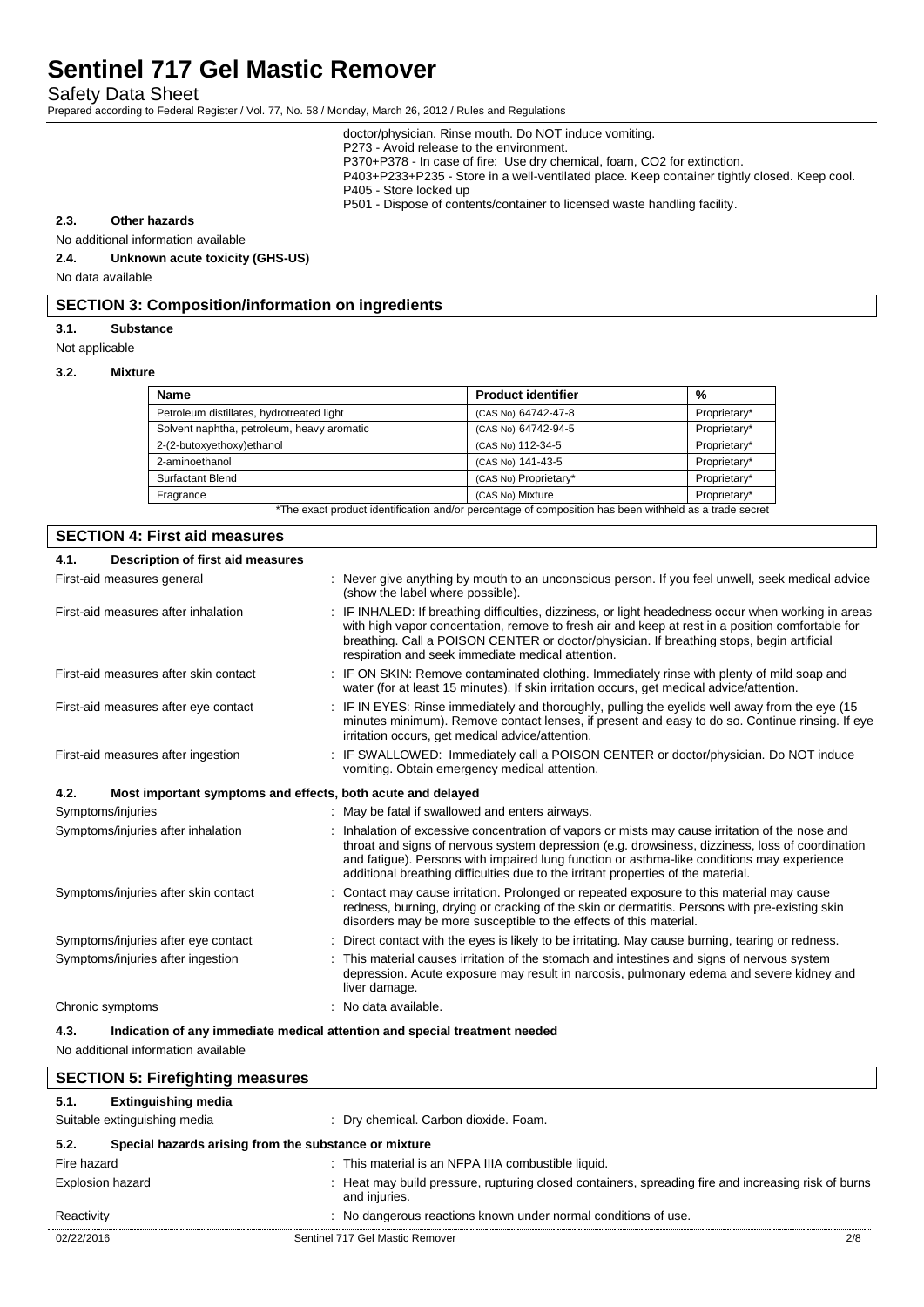doctor/physician. Rinse mouth. Do NOT induce vomiting.
P273 - Avoid release to the environment.
P370+P378 - In case of fire: Use dry chemical, foam, $CO_2$ for extinction.
P403+P233+P235 - Store in a well-ventilated place. Keep container tightly closed. Keep cool.
P405 - Store locked up
P501 - Dispose of contents/container to licensed waste handling facility.

### 2.3. Other hazards

No additional information available

### 2.4. Unknown acute toxicity (GHS-US)

No data available

## SECTION 3: Composition/information on ingredients

### 3.1. Substance

Not applicable

### 3.2. Mixture

| Name | Product identifier | % |
|---|---|---|
| Petroleum distillates, hydrotreated light | (CAS No) 64742-47-8 | Proprietary* |
| Solvent naphtha, petroleum, heavy aromatic | (CAS No) 64742-94-5 | Proprietary* |
| 2-(2-butoxyethoxy)ethanol | (CAS No) 112-34-5 | Proprietary* |
| 2-aminoethanol | (CAS No) 141-43-5 | Proprietary* |
| Surfactant Blend | (CAS No) Proprietary* | Proprietary* |
| Fragrance | (CAS No) Mixture | Proprietary* |

*The exact product identification and/or percentage of composition has been withheld as a trade secret

## SECTION 4: First aid measures

### 4.1. Description of first aid measures

First-aid measures general : Never give anything by mouth to an unconscious person. If you feel unwell, seek medical advice (show the label where possible).

First-aid measures after inhalation : IF INHALED: If breathing difficulties, dizziness, or light headedness occur when working in areas with high vapor concentation, remove to fresh air and keep at rest in a position comfortable for breathing. Call a POISON CENTER or doctor/physician. If breathing stops, begin artificial respiration and seek immediate medical attention.

First-aid measures after skin contact : IF ON SKIN: Remove contaminated clothing. Immediately rinse with plenty of mild soap and water (for at least 15 minutes). If skin irritation occurs, get medical advice/attention.

First-aid measures after eye contact : IF IN EYES: Rinse immediately and thoroughly, pulling the eyelids well away from the eye (15 minutes minimum). Remove contact lenses, if present and easy to do so. Continue rinsing. If eye irritation occurs, get medical advice/attention.

First-aid measures after ingestion : IF SWALLOWED: Immediately call a POISON CENTER or doctor/physician. Do NOT induce vomiting. Obtain emergency medical attention.

### 4.2. Most important symptoms and effects, both acute and delayed

Symptoms/injuries : May be fatal if swallowed and enters airways.

Symptoms/injuries after inhalation : Inhalation of excessive concentration of vapors or mists may cause irritation of the nose and throat and signs of nervous system depression (e.g. drowsiness, dizziness, loss of coordination and fatigue). Persons with impaired lung function or asthma-like conditions may experience additional breathing difficulties due to the irritant properties of the material.

Symptoms/injuries after skin contact : Contact may cause irritation. Prolonged or repeated exposure to this material may cause redness, burning, drying or cracking of the skin or dermatitis. Persons with pre-existing skin disorders may be more susceptible to the effects of this material.

Symptoms/injuries after eye contact : Direct contact with the eyes is likely to be irritating. May cause burning, tearing or redness.

Symptoms/injuries after ingestion : This material causes irritation of the stomach and intestines and signs of nervous system depression. Acute exposure may result in narcosis, pulmonary edema and severe kidney and liver damage.

Chronic symptoms : No data available.

### 4.3. Indication of any immediate medical attention and special treatment needed

No additional information available

## SECTION 5: Firefighting measures

### 5.1. Extinguishing media

Suitable extinguishing media : Dry chemical. Carbon dioxide. Foam.

### 5.2. Special hazards arising from the substance or mixture

Fire hazard : This material is an NFPA IIIA combustible liquid.

Explosion hazard : Heat may build pressure, rupturing closed containers, spreading fire and increasing risk of burns and injuries.

Reactivity : No dangerous reactions known under normal conditions of use.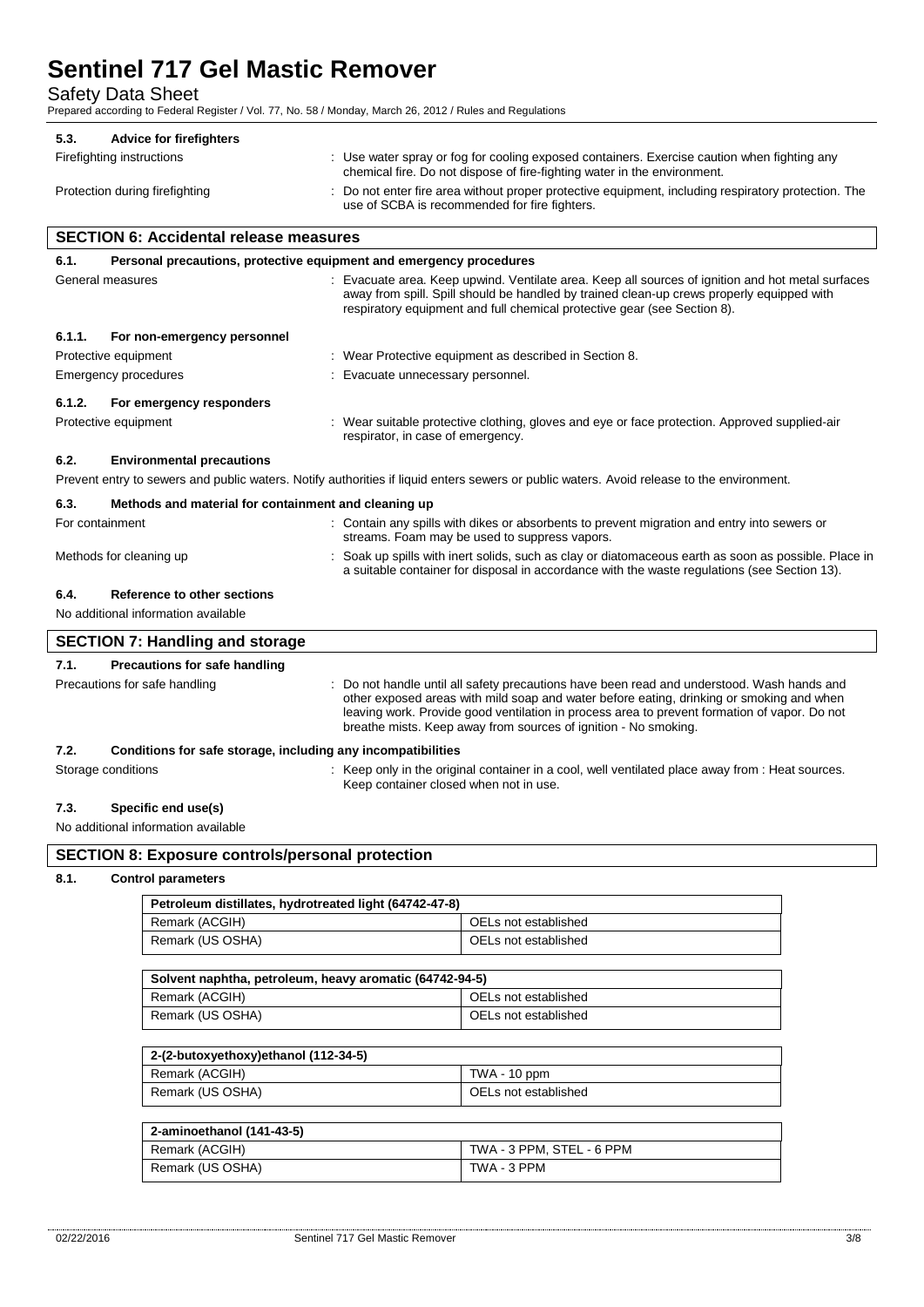### 5.3. Advice for firefighters

Firefighting instructions : Use water spray or fog for cooling exposed containers. Exercise caution when fighting any chemical fire. Do not dispose of fire-fighting water in the environment.

Protection during firefighting : Do not enter fire area without proper protective equipment, including respiratory protection. The use of SCBA is recommended for fire fighters.

## SECTION 6: Accidental release measures

### 6.1. Personal precautions, protective equipment and emergency procedures

General measures : Evacuate area. Keep upwind. Ventilate area. Keep all sources of ignition and hot metal surfaces away from spill. Spill should be handled by trained clean-up crews properly equipped with respiratory equipment and full chemical protective gear (see Section 8).

#### 6.1.1. For non-emergency personnel

Protective equipment : Wear Protective equipment as described in Section 8.

Emergency procedures : Evacuate unnecessary personnel.

#### 6.1.2. For emergency responders

Protective equipment : Wear suitable protective clothing, gloves and eye or face protection. Approved supplied-air respirator, in case of emergency.

### 6.2. Environmental precautions

Prevent entry to sewers and public waters. Notify authorities if liquid enters sewers or public waters. Avoid release to the environment.

### 6.3. Methods and material for containment and cleaning up

For containment : Contain any spills with dikes or absorbents to prevent migration and entry into sewers or streams. Foam may be used to suppress vapors.

Methods for cleaning up : Soak up spills with inert solids, such as clay or diatomaceous earth as soon as possible. Place in a suitable container for disposal in accordance with the waste regulations (see Section 13).

### 6.4. Reference to other sections

No additional information available

## SECTION 7: Handling and storage

### 7.1. Precautions for safe handling

Precautions for safe handling : Do not handle until all safety precautions have been read and understood. Wash hands and other exposed areas with mild soap and water before eating, drinking or smoking and when leaving work. Provide good ventilation in process area to prevent formation of vapor. Do not breathe mists. Keep away from sources of ignition - No smoking.

### 7.2. Conditions for safe storage, including any incompatibilities

Storage conditions : Keep only in the original container in a cool, well ventilated place away from : Heat sources. Keep container closed when not in use.

### 7.3. Specific end use(s)

No additional information available

## SECTION 8: Exposure controls/personal protection

### 8.1. Control parameters

| Petroleum distillates, hydrotreated light (64742-47-8) | |
|---|---|
| Remark (ACGIH) | OELs not established |
| Remark (US OSHA) | OELs not established |

| Solvent naphtha, petroleum, heavy aromatic (64742-94-5) | |
|---|---|
| Remark (ACGIH) | OELs not established |
| Remark (US OSHA) | OELs not established |

| 2-(2-butoxyethoxy)ethanol (112-34-5) | |
|---|---|
| Remark (ACGIH) | TWA - 10 ppm |
| Remark (US OSHA) | OELs not established |

| 2-aminoethanol (141-43-5) | |
|---|---|
| Remark (ACGIH) | TWA - 3 PPM, STEL - 6 PPM |
| Remark (US OSHA) | TWA - 3 PPM |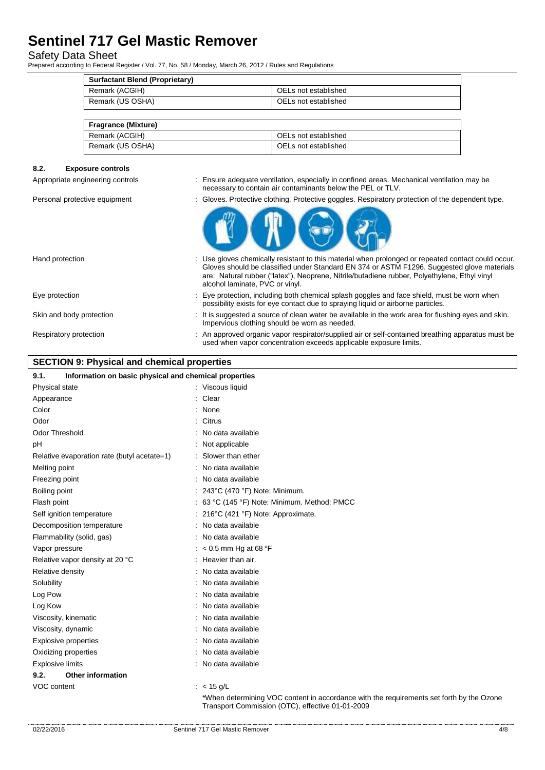| Surfactant Blend (Proprietary) | |
|---|---|
| Remark (ACGIH) | OELs not established |
| Remark (US OSHA) | OELs not established |

| Fragrance (Mixture) | |
|---|---|
| Remark (ACGIH) | OELs not established |
| Remark (US OSHA) | OELs not established |

### 8.2. Exposure controls

Appropriate engineering controls : Ensure adequate ventilation, especially in confined areas. Mechanical ventilation may be necessary to contain air contaminants below the PEL or TLV.

Personal protective equipment : Gloves. Protective clothing. Protective goggles. Respiratory protection of the dependent type.

Hand protection : Use gloves chemically resistant to this material when prolonged or repeated contact could occur. Gloves should be classified under Standard EN 374 or ASTM F1296. Suggested glove materials are: Natural rubber ("latex"), Neoprene, Nitrile/butadiene rubber, Polyethylene, Ethyl vinyl alcohol laminate, PVC or vinyl.

Eye protection : Eye protection, including both chemical splash goggles and face shield, must be worn when possibility exists for eye contact due to spraying liquid or airborne particles.

Skin and body protection : It is suggested a source of clean water be available in the work area for flushing eyes and skin. Impervious clothing should be worn as needed.

Respiratory protection : An approved organic vapor respirator/supplied air or self-contained breathing apparatus must be used when vapor concentration exceeds applicable exposure limits.

## SECTION 9: Physical and chemical properties

### 9.1. Information on basic physical and chemical properties

| | |
|---|---|
| Physical state | : Viscous liquid |
| Appearance | : Clear |
| Color | : None |
| Odor | : Citrus |
| Odor Threshold | : No data available |
| pH | : Not applicable |
| Relative evaporation rate (butyl acetate=1) | : Slower than ether |
| Melting point | : No data available |
| Freezing point | : No data available |
| Boiling point | : 243°C (470 °F) Note: Minimum. |
| Flash point | : 63 °C (145 °F) Note: Minimum. Method: PMCC |
| Self ignition temperature | : 216°C (421 °F) Note: Approximate. |
| Decomposition temperature | : No data available |
| Flammability (solid, gas) | : No data available |
| Vapor pressure | : < 0.5 mm Hg at 68 °F |
| Relative vapor density at 20 °C | : Heavier than air. |
| Relative density | : No data available |
| Solubility | : No data available |
| Log Pow | : No data available |
| Log Kow | : No data available |
| Viscosity, kinematic | : No data available |
| Viscosity, dynamic | : No data available |
| Explosive properties | : No data available |
| Oxidizing properties | : No data available |
| Explosive limits | : No data available |

### 9.2. Other information

VOC content : < 15 g/L

*When determining VOC content in accordance with the requirements set forth by the Ozone Transport Commission (OTC), effective 01-01-2009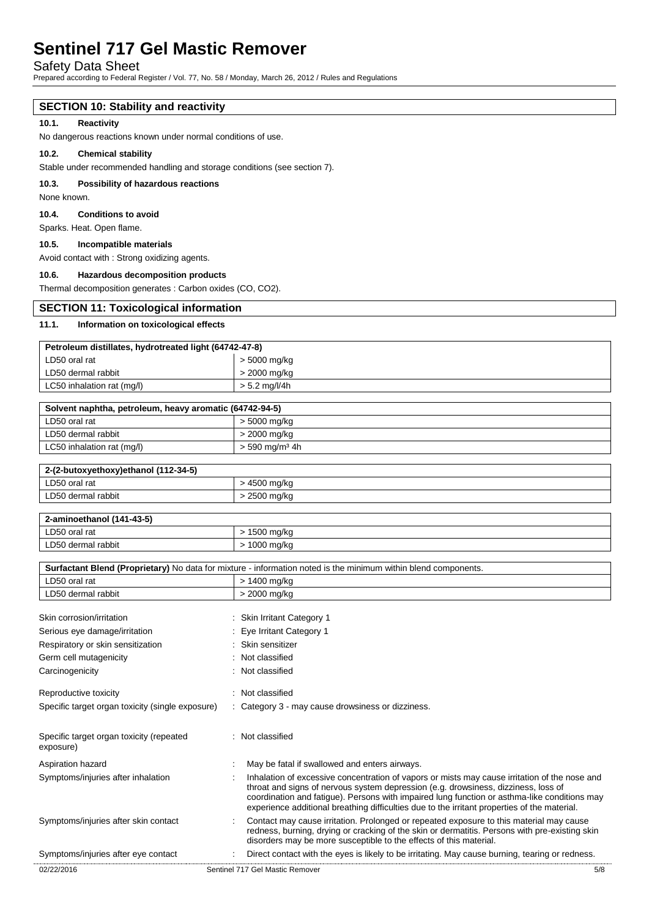## SECTION 10: Stability and reactivity

### 10.1. Reactivity

No dangerous reactions known under normal conditions of use.

### 10.2. Chemical stability

Stable under recommended handling and storage conditions (see section 7).

### 10.3. Possibility of hazardous reactions

None known.

### 10.4. Conditions to avoid

Sparks. Heat. Open flame.

### 10.5. Incompatible materials

Avoid contact with : Strong oxidizing agents.

### 10.6. Hazardous decomposition products

Thermal decomposition generates : Carbon oxides (CO, $CO_2$).

## SECTION 11: Toxicological information

### 11.1. Information on toxicological effects

| **Petroleum distillates, hydrotreated light (64742-47-8)** | |
|---|---|
| LD50 oral rat | > 5000 mg/kg |
| LD50 dermal rabbit | > 2000 mg/kg |
| LC50 inhalation rat (mg/l) | > 5.2 mg/l/4h |

| **Solvent naphtha, petroleum, heavy aromatic (64742-94-5)** | |
|---|---|
| LD50 oral rat | > 5000 mg/kg |
| LD50 dermal rabbit | > 2000 mg/kg |
| LC50 inhalation rat (mg/l) | > 590 mg/m³ 4h |

| **2-(2-butoxyethoxy)ethanol (112-34-5)** | |
|---|---|
| LD50 oral rat | > 4500 mg/kg |
| LD50 dermal rabbit | > 2500 mg/kg |

| **2-aminoethanol (141-43-5)** | |
|---|---|
| LD50 oral rat | > 1500 mg/kg |
| LD50 dermal rabbit | > 1000 mg/kg |

| **Surfactant Blend (Proprietary)** No data for mixture - information noted is the minimum within blend components. | |
|---|---|
| LD50 oral rat | > 1400 mg/kg |
| LD50 dermal rabbit | > 2000 mg/kg |

Skin corrosion/irritation : Skin Irritant Category 1

Serious eye damage/irritation : Eye Irritant Category 1

Respiratory or skin sensitization : Skin sensitizer

Germ cell mutagenicity : Not classified

Carcinogenicity : Not classified

Reproductive toxicity : Not classified

Specific target organ toxicity (single exposure) : Category 3 - may cause drowsiness or dizziness.

Specific target organ toxicity (repeated exposure) : Not classified

Aspiration hazard : May be fatal if swallowed and enters airways.

Symptoms/injuries after inhalation : Inhalation of excessive concentration of vapors or mists may cause irritation of the nose and throat and signs of nervous system depression (e.g. drowsiness, dizziness, loss of coordination and fatigue). Persons with impaired lung function or asthma-like conditions may experience additional breathing difficulties due to the irritant properties of the material.

Symptoms/injuries after skin contact : Contact may cause irritation. Prolonged or repeated exposure to this material may cause redness, burning, drying or cracking of the skin or dermatitis. Persons with pre-existing skin disorders may be more susceptible to the effects of this material.

Symptoms/injuries after eye contact : Direct contact with the eyes is likely to be irritating. May cause burning, tearing or redness.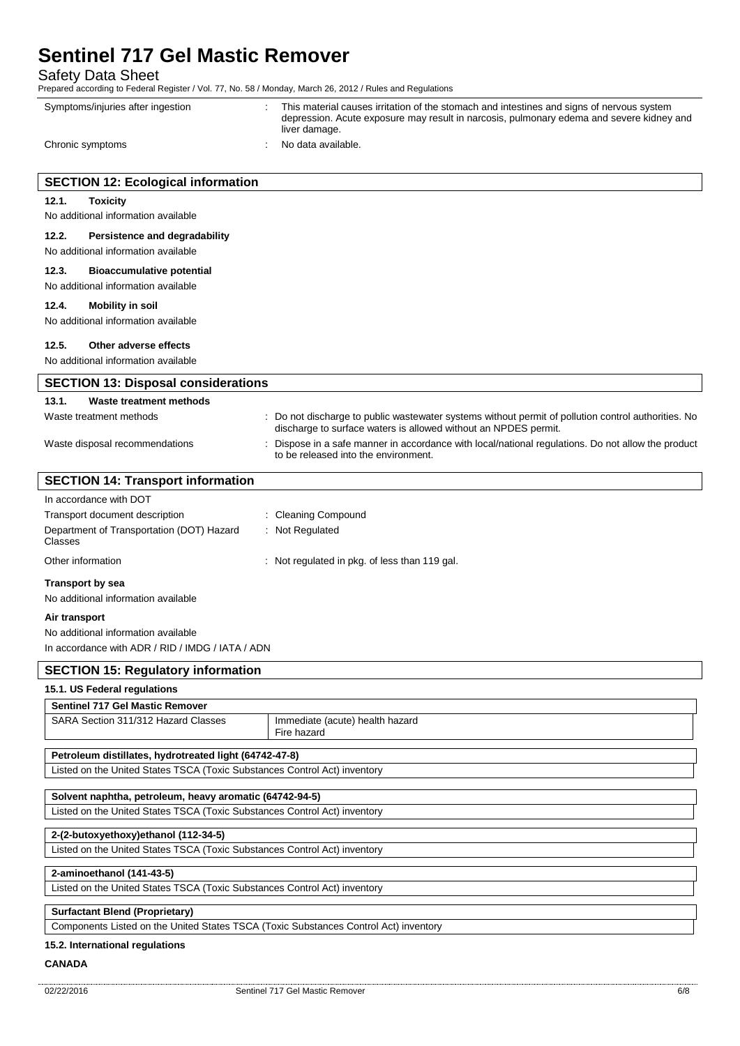| | |
|---|---|
| Symptoms/injuries after ingestion | : This material causes irritation of the stomach and intestines and signs of nervous system depression. Acute exposure may result in narcosis, pulmonary edema and severe kidney and liver damage. |
| Chronic symptoms | : No data available. |

## SECTION 12: Ecological information

### 12.1. Toxicity

No additional information available

### 12.2. Persistence and degradability

No additional information available

### 12.3. Bioaccumulative potential

No additional information available

### 12.4. Mobility in soil

No additional information available

### 12.5. Other adverse effects

No additional information available

## SECTION 13: Disposal considerations

### 13.1. Waste treatment methods

| | |
|---|---|
| Waste treatment methods | : Do not discharge to public wastewater systems without permit of pollution control authorities. No discharge to surface waters is allowed without an NPDES permit. |
| Waste disposal recommendations | : Dispose in a safe manner in accordance with local/national regulations. Do not allow the product to be released into the environment. |

## SECTION 14: Transport information

In accordance with DOT

| | |
|---|---|
| Transport document description | : Cleaning Compound |
| Department of Transportation (DOT) Hazard Classes | : Not Regulated |
| Other information | : Not regulated in pkg. of less than 119 gal. |

**Transport by sea**

No additional information available

**Air transport**

No additional information available

In accordance with ADR / RID / IMDG / IATA / ADN

## SECTION 15: Regulatory information

### 15.1. US Federal regulations

| Sentinel 717 Gel Mastic Remover | |
|---|---|
| SARA Section 311/312 Hazard Classes | Immediate (acute) health hazard<br>Fire hazard |

| Petroleum distillates, hydrotreated light (64742-47-8) |
|---|
| Listed on the United States TSCA (Toxic Substances Control Act) inventory |

| Solvent naphtha, petroleum, heavy aromatic (64742-94-5) |
|---|
| Listed on the United States TSCA (Toxic Substances Control Act) inventory |

| 2-(2-butoxyethoxy)ethanol (112-34-5) |
|---|
| Listed on the United States TSCA (Toxic Substances Control Act) inventory |

| 2-aminoethanol (141-43-5) |
|---|
| Listed on the United States TSCA (Toxic Substances Control Act) inventory |

| Surfactant Blend (Proprietary) |
|---|
| Components Listed on the United States TSCA (Toxic Substances Control Act) inventory |

### 15.2. International regulations

**CANADA**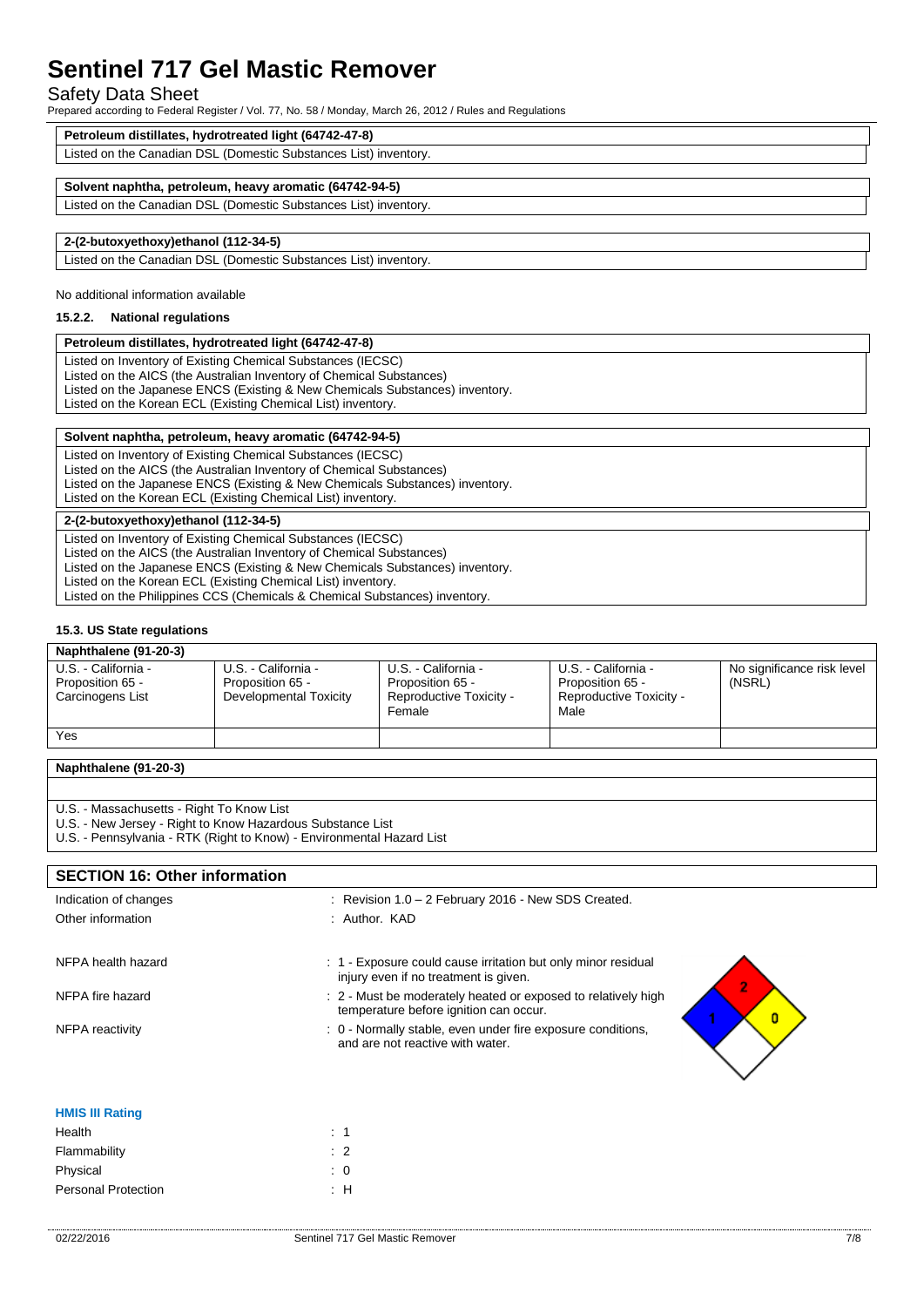# Sentinel 717 Gel Mastic Remover

Safety Data Sheet

Prepared according to Federal Register / Vol. 77, No. 58 / Monday, March 26, 2012 / Rules and Regulations

| **Petroleum distillates, hydrotreated light (64742-47-8)** |
|---|
| Listed on the Canadian DSL (Domestic Substances List) inventory. |

| **Solvent naphtha, petroleum, heavy aromatic (64742-94-5)** |
|---|
| Listed on the Canadian DSL (Domestic Substances List) inventory. |

| **2-(2-butoxyethoxy)ethanol (112-34-5)** |
|---|
| Listed on the Canadian DSL (Domestic Substances List) inventory. |

No additional information available

#### 15.2.2. National regulations

| **Petroleum distillates, hydrotreated light (64742-47-8)** |
|---|
| Listed on Inventory of Existing Chemical Substances (IECSC)<br>Listed on the AICS (the Australian Inventory of Chemical Substances)<br>Listed on the Japanese ENCS (Existing & New Chemicals Substances) inventory.<br>Listed on the Korean ECL (Existing Chemical List) inventory. |

| **Solvent naphtha, petroleum, heavy aromatic (64742-94-5)** |
|---|
| Listed on Inventory of Existing Chemical Substances (IECSC)<br>Listed on the AICS (the Australian Inventory of Chemical Substances)<br>Listed on the Japanese ENCS (Existing & New Chemicals Substances) inventory.<br>Listed on the Korean ECL (Existing Chemical List) inventory. |

| **2-(2-butoxyethoxy)ethanol (112-34-5)** |
|---|
| Listed on Inventory of Existing Chemical Substances (IECSC)<br>Listed on the AICS (the Australian Inventory of Chemical Substances)<br>Listed on the Japanese ENCS (Existing & New Chemicals Substances) inventory.<br>Listed on the Korean ECL (Existing Chemical List) inventory.<br>Listed on the Philippines CCS (Chemicals & Chemical Substances) inventory. |

### 15.3. US State regulations

| **Naphthalene (91-20-3)** | | | | |
|---|---|---|---|---|
| U.S. - California - Proposition 65 - Carcinogens List | U.S. - California - Proposition 65 - Developmental Toxicity | U.S. - California - Proposition 65 - Reproductive Toxicity - Female | U.S. - California - Proposition 65 - Reproductive Toxicity - Male | No significance risk level (NSRL) |
| Yes | | | | |

| **Naphthalene (91-20-3)** |
|---|
| |
| U.S. - Massachusetts - Right To Know List<br>U.S. - New Jersey - Right to Know Hazardous Substance List<br>U.S. - Pennsylvania - RTK (Right to Know) - Environmental Hazard List |

## SECTION 16: Other information

Indication of changes : Revision 1.0 – 2 February 2016 - New SDS Created.

Other information : Author. KAD

NFPA health hazard : 1 - Exposure could cause irritation but only minor residual injury even if no treatment is given.

NFPA fire hazard : 2 - Must be moderately heated or exposed to relatively high temperature before ignition can occur.

NFPA reactivity : 0 - Normally stable, even under fire exposure conditions, and are not reactive with water.

**HMIS III Rating**

Health : 1

Flammability : 2

Physical : 0

Personal Protection : H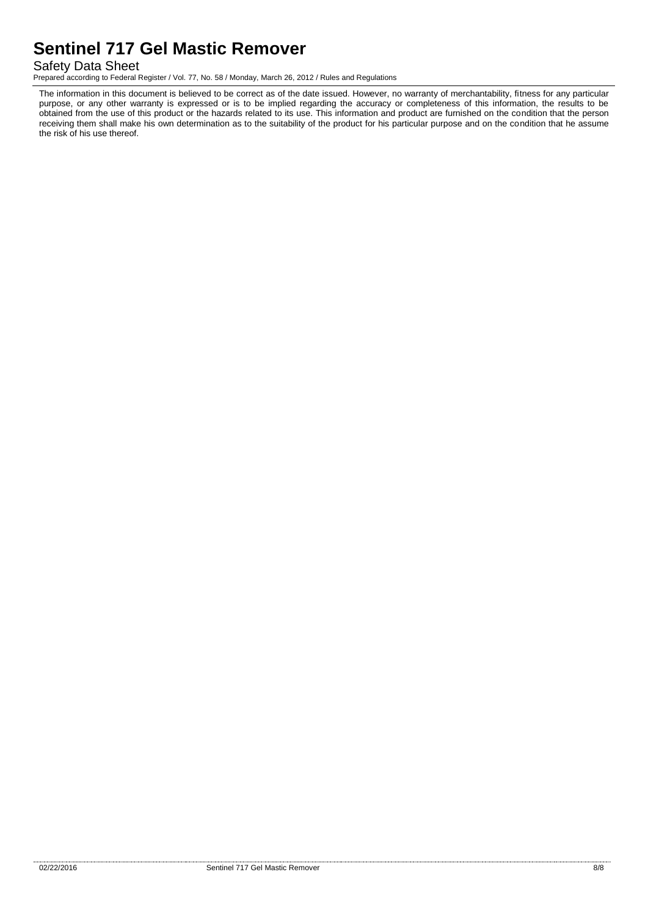The information in this document is believed to be correct as of the date issued. However, no warranty of merchantability, fitness for any particular purpose, or any other warranty is expressed or is to be implied regarding the accuracy or completeness of this information, the results to be obtained from the use of this product or the hazards related to its use. This information and product are furnished on the condition that the person receiving them shall make his own determination as to the suitability of the product for his particular purpose and on the condition that he assume the risk of his use thereof.